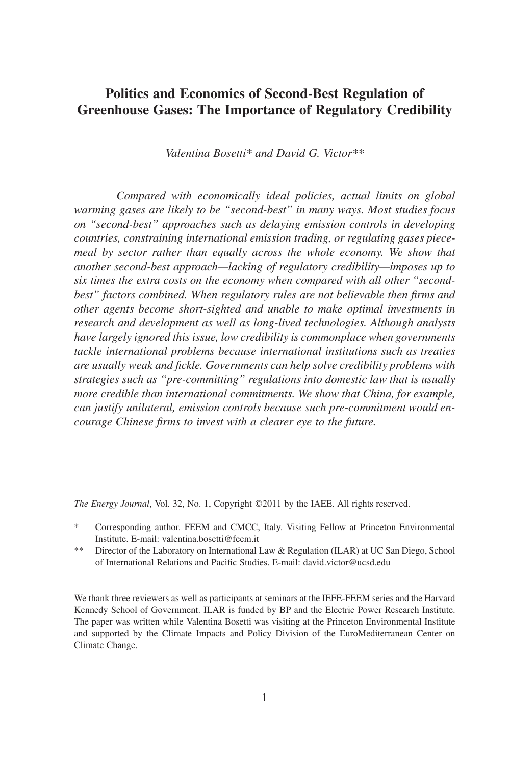# Politics and Economics of Second-Best Regulation of Greenhouse Gases: The Importance of Regulatory Credibility

*Valentina Bosetti\* and David G. Victor\*\**

*Compared with economically ideal policies, actual limits on global warming gases are likely to be "second-best" in many ways. Most studies focus on "second-best" approaches such as delaying emission controls in developing countries, constraining international emission trading, or regulating gases piece-meal by sector rather than equally across the whole economy. We show that another second-best approach—lacking of regulatory credibility—imposes up to six times the extra costs on the economy when compared with all other "second-best" factors combined. When regulatory rules are not believable then firms and other agents become short-sighted and unable to make optimal investments in research and development as well as long-lived technologies. Although analysts have largely ignored this issue, low credibility is commonplace when governments tackle international problems because international institutions such as treaties are usually weak and fickle. Governments can help solve credibility problems with strategies such as "pre-committing" regulations into domestic law that is usually more credible than international commitments. We show that China, for example, can justify unilateral, emission controls because such pre-commitment would encourage Chinese firms to invest with a clearer eye to the future.*

*The Energy Journal*, Vol. 32, No. 1, Copyright ©2011 by the IAEE. All rights reserved.

\* Corresponding author. FEEM and CMCC, Italy. Visiting Fellow at Princeton Environmental Institute. E-mail: valentina.bosetti@feem.it

\*\* Director of the Laboratory on International Law & Regulation (ILAR) at UC San Diego, School of International Relations and Pacific Studies. E-mail: david.victor@ucsd.edu

We thank three reviewers as well as participants at seminars at the IEFE-FEEM series and the Harvard Kennedy School of Government. ILAR is funded by BP and the Electric Power Research Institute. The paper was written while Valentina Bosetti was visiting at the Princeton Environmental Institute and supported by the Climate Impacts and Policy Division of the EuroMediterranean Center on Climate Change.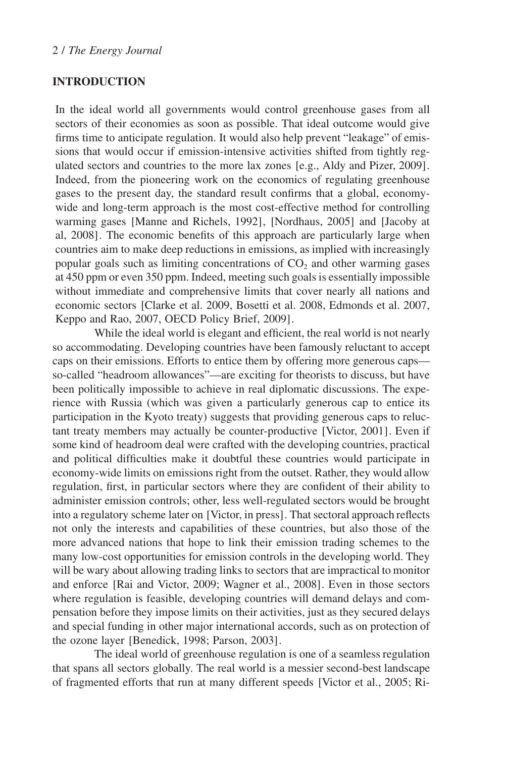## INTRODUCTION

In the ideal world all governments would control greenhouse gases from all sectors of their economies as soon as possible. That ideal outcome would give firms time to anticipate regulation. It would also help prevent "leakage" of emissions that would occur if emission-intensive activities shifted from tightly regulated sectors and countries to the more lax zones [e.g., Aldy and Pizer, 2009]. Indeed, from the pioneering work on the economics of regulating greenhouse gases to the present day, the standard result confirms that a global, economy-wide and long-term approach is the most cost-effective method for controlling warming gases [Manne and Richels, 1992], [Nordhaus, 2005] and [Jacoby at al, 2008]. The economic benefits of this approach are particularly large when countries aim to make deep reductions in emissions, as implied with increasingly popular goals such as limiting concentrations of $CO_2$ and other warming gases at 450 ppm or even 350 ppm. Indeed, meeting such goals is essentially impossible without immediate and comprehensive limits that cover nearly all nations and economic sectors [Clarke et al. 2009, Bosetti et al. 2008, Edmonds et al. 2007, Keppo and Rao, 2007, OECD Policy Brief, 2009].

While the ideal world is elegant and efficient, the real world is not nearly so accommodating. Developing countries have been famously reluctant to accept caps on their emissions. Efforts to entice them by offering more generous caps—so-called "headroom allowances"—are exciting for theorists to discuss, but have been politically impossible to achieve in real diplomatic discussions. The experience with Russia (which was given a particularly generous cap to entice its participation in the Kyoto treaty) suggests that providing generous caps to reluctant treaty members may actually be counter-productive [Victor, 2001]. Even if some kind of headroom deal were crafted with the developing countries, practical and political difficulties make it doubtful these countries would participate in economy-wide limits on emissions right from the outset. Rather, they would allow regulation, first, in particular sectors where they are confident of their ability to administer emission controls; other, less well-regulated sectors would be brought into a regulatory scheme later on [Victor, in press]. That sectoral approach reflects not only the interests and capabilities of these countries, but also those of the more advanced nations that hope to link their emission trading schemes to the many low-cost opportunities for emission controls in the developing world. They will be wary about allowing trading links to sectors that are impractical to monitor and enforce [Rai and Victor, 2009; Wagner et al., 2008]. Even in those sectors where regulation is feasible, developing countries will demand delays and compensation before they impose limits on their activities, just as they secured delays and special funding in other major international accords, such as on protection of the ozone layer [Benedick, 1998; Parson, 2003].

The ideal world of greenhouse regulation is one of a seamless regulation that spans all sectors globally. The real world is a messier second-best landscape of fragmented efforts that run at many different speeds [Victor et al., 2005; Ri-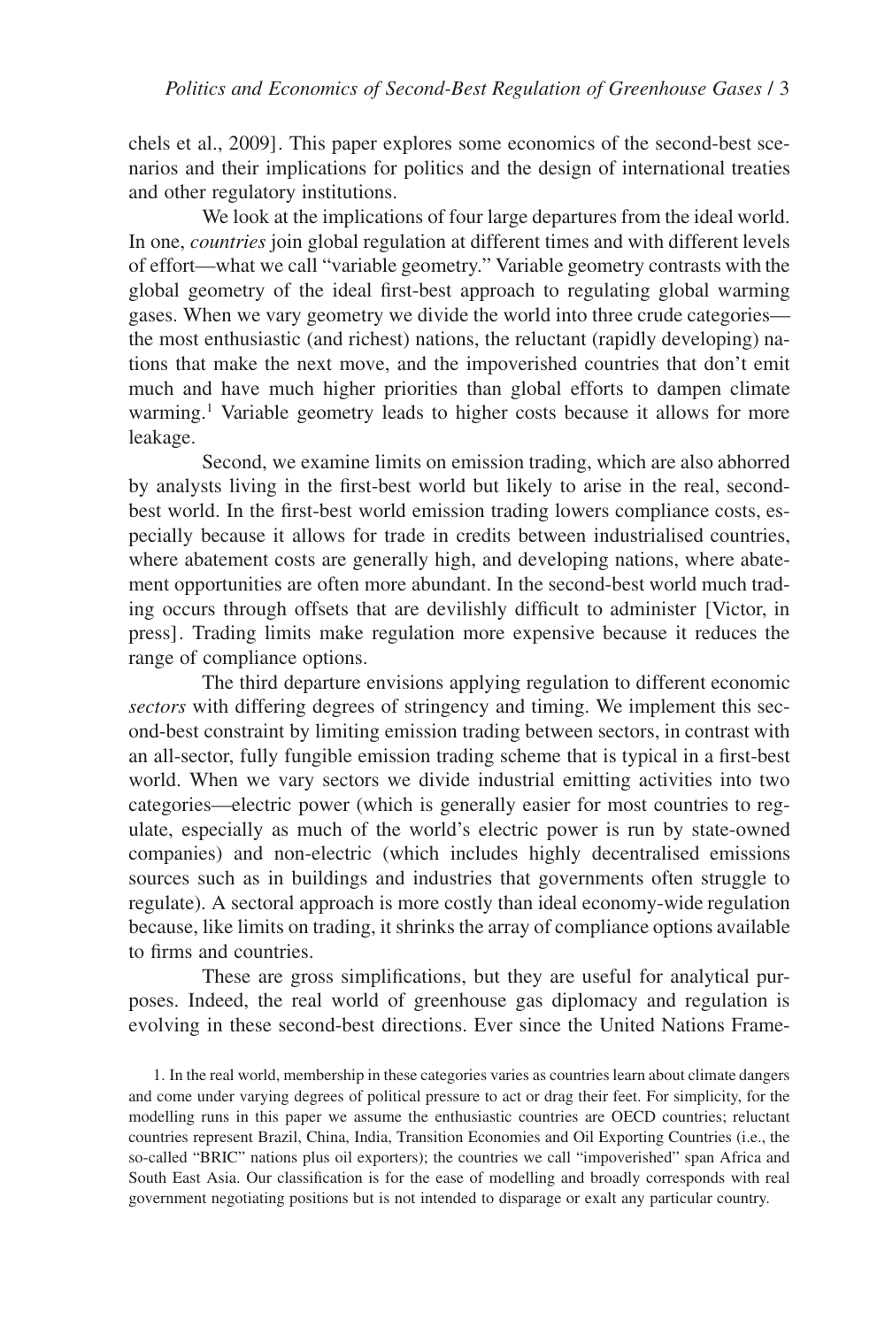chels et al., 2009]. This paper explores some economics of the second-best scenarios and their implications for politics and the design of international treaties and other regulatory institutions.

We look at the implications of four large departures from the ideal world. In one, *countries* join global regulation at different times and with different levels of effort—what we call "variable geometry." Variable geometry contrasts with the global geometry of the ideal first-best approach to regulating global warming gases. When we vary geometry we divide the world into three crude categories—the most enthusiastic (and richest) nations, the reluctant (rapidly developing) nations that make the next move, and the impoverished countries that don't emit much and have much higher priorities than global efforts to dampen climate warming.[1] Variable geometry leads to higher costs because it allows for more leakage.

Second, we examine limits on emission trading, which are also abhorred by analysts living in the first-best world but likely to arise in the real, second-best world. In the first-best world emission trading lowers compliance costs, especially because it allows for trade in credits between industrialised countries, where abatement costs are generally high, and developing nations, where abatement opportunities are often more abundant. In the second-best world much trading occurs through offsets that are devilishly difficult to administer [Victor, in press]. Trading limits make regulation more expensive because it reduces the range of compliance options.

The third departure envisions applying regulation to different economic *sectors* with differing degrees of stringency and timing. We implement this second-best constraint by limiting emission trading between sectors, in contrast with an all-sector, fully fungible emission trading scheme that is typical in a first-best world. When we vary sectors we divide industrial emitting activities into two categories—electric power (which is generally easier for most countries to regulate, especially as much of the world's electric power is run by state-owned companies) and non-electric (which includes highly decentralised emissions sources such as in buildings and industries that governments often struggle to regulate). A sectoral approach is more costly than ideal economy-wide regulation because, like limits on trading, it shrinks the array of compliance options available to firms and countries.

These are gross simplifications, but they are useful for analytical purposes. Indeed, the real world of greenhouse gas diplomacy and regulation is evolving in these second-best directions. Ever since the United Nations Frame-

1. In the real world, membership in these categories varies as countries learn about climate dangers and come under varying degrees of political pressure to act or drag their feet. For simplicity, for the modelling runs in this paper we assume the enthusiastic countries are OECD countries; reluctant countries represent Brazil, China, India, Transition Economies and Oil Exporting Countries (i.e., the so-called "BRIC" nations plus oil exporters); the countries we call "impoverished" span Africa and South East Asia. Our classification is for the ease of modelling and broadly corresponds with real government negotiating positions but is not intended to disparage or exalt any particular country.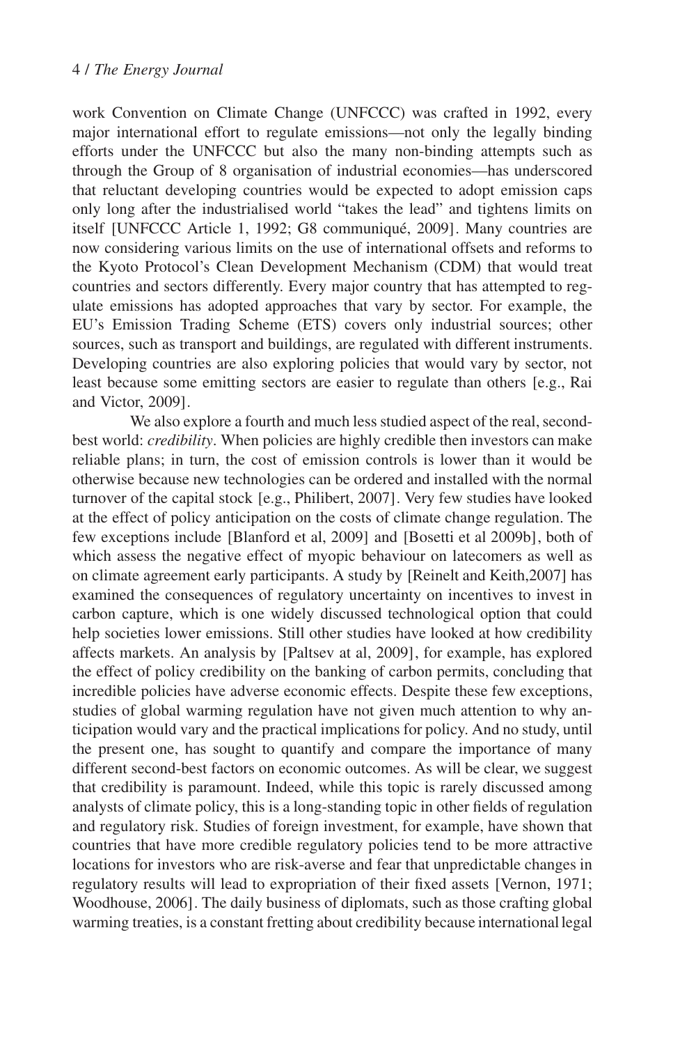work Convention on Climate Change (UNFCCC) was crafted in 1992, every major international effort to regulate emissions—not only the legally binding efforts under the UNFCCC but also the many non-binding attempts such as through the Group of 8 organisation of industrial economies—has underscored that reluctant developing countries would be expected to adopt emission caps only long after the industrialised world "takes the lead" and tightens limits on itself [UNFCCC Article 1, 1992; G8 communiqué, 2009]. Many countries are now considering various limits on the use of international offsets and reforms to the Kyoto Protocol's Clean Development Mechanism (CDM) that would treat countries and sectors differently. Every major country that has attempted to regulate emissions has adopted approaches that vary by sector. For example, the EU's Emission Trading Scheme (ETS) covers only industrial sources; other sources, such as transport and buildings, are regulated with different instruments. Developing countries are also exploring policies that would vary by sector, not least because some emitting sectors are easier to regulate than others [e.g., Rai and Victor, 2009].

We also explore a fourth and much less studied aspect of the real, second-best world: *credibility*. When policies are highly credible then investors can make reliable plans; in turn, the cost of emission controls is lower than it would be otherwise because new technologies can be ordered and installed with the normal turnover of the capital stock [e.g., Philibert, 2007]. Very few studies have looked at the effect of policy anticipation on the costs of climate change regulation. The few exceptions include [Blanford et al, 2009] and [Bosetti et al 2009b], both of which assess the negative effect of myopic behaviour on latecomers as well as on climate agreement early participants. A study by [Reinelt and Keith,2007] has examined the consequences of regulatory uncertainty on incentives to invest in carbon capture, which is one widely discussed technological option that could help societies lower emissions. Still other studies have looked at how credibility affects markets. An analysis by [Paltsev at al, 2009], for example, has explored the effect of policy credibility on the banking of carbon permits, concluding that incredible policies have adverse economic effects. Despite these few exceptions, studies of global warming regulation have not given much attention to why anticipation would vary and the practical implications for policy. And no study, until the present one, has sought to quantify and compare the importance of many different second-best factors on economic outcomes. As will be clear, we suggest that credibility is paramount. Indeed, while this topic is rarely discussed among analysts of climate policy, this is a long-standing topic in other fields of regulation and regulatory risk. Studies of foreign investment, for example, have shown that countries that have more credible regulatory policies tend to be more attractive locations for investors who are risk-averse and fear that unpredictable changes in regulatory results will lead to expropriation of their fixed assets [Vernon, 1971; Woodhouse, 2006]. The daily business of diplomats, such as those crafting global warming treaties, is a constant fretting about credibility because international legal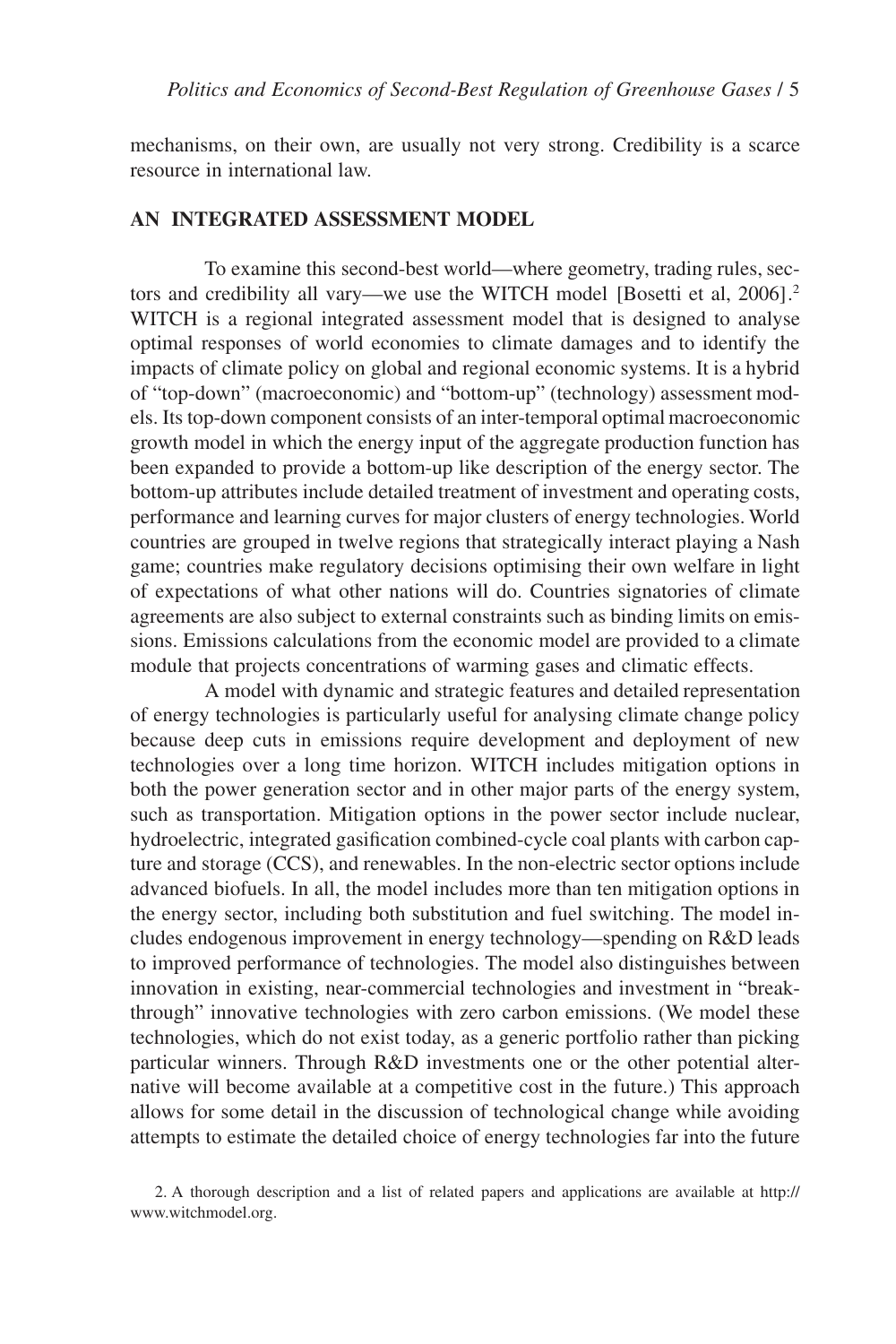mechanisms, on their own, are usually not very strong. Credibility is a scarce resource in international law.

## AN INTEGRATED ASSESSMENT MODEL

To examine this second-best world—where geometry, trading rules, sectors and credibility all vary—we use the WITCH model [Bosetti et al, 2006].[2] WITCH is a regional integrated assessment model that is designed to analyse optimal responses of world economies to climate damages and to identify the impacts of climate policy on global and regional economic systems. It is a hybrid of "top-down" (macroeconomic) and "bottom-up" (technology) assessment models. Its top-down component consists of an inter-temporal optimal macroeconomic growth model in which the energy input of the aggregate production function has been expanded to provide a bottom-up like description of the energy sector. The bottom-up attributes include detailed treatment of investment and operating costs, performance and learning curves for major clusters of energy technologies. World countries are grouped in twelve regions that strategically interact playing a Nash game; countries make regulatory decisions optimising their own welfare in light of expectations of what other nations will do. Countries signatories of climate agreements are also subject to external constraints such as binding limits on emissions. Emissions calculations from the economic model are provided to a climate module that projects concentrations of warming gases and climatic effects.

A model with dynamic and strategic features and detailed representation of energy technologies is particularly useful for analysing climate change policy because deep cuts in emissions require development and deployment of new technologies over a long time horizon. WITCH includes mitigation options in both the power generation sector and in other major parts of the energy system, such as transportation. Mitigation options in the power sector include nuclear, hydroelectric, integrated gasification combined-cycle coal plants with carbon capture and storage (CCS), and renewables. In the non-electric sector options include advanced biofuels. In all, the model includes more than ten mitigation options in the energy sector, including both substitution and fuel switching. The model includes endogenous improvement in energy technology—spending on R&D leads to improved performance of technologies. The model also distinguishes between innovation in existing, near-commercial technologies and investment in "breakthrough" innovative technologies with zero carbon emissions. (We model these technologies, which do not exist today, as a generic portfolio rather than picking particular winners. Through R&D investments one or the other potential alternative will become available at a competitive cost in the future.) This approach allows for some detail in the discussion of technological change while avoiding attempts to estimate the detailed choice of energy technologies far into the future

2. A thorough description and a list of related papers and applications are available at http://www.witchmodel.org.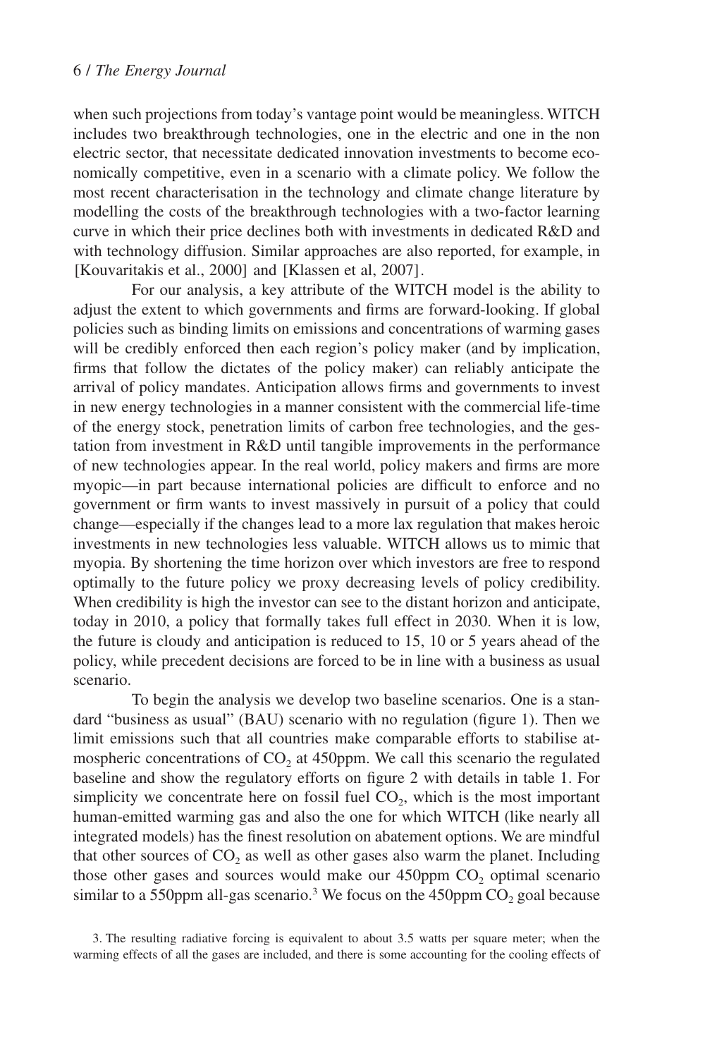when such projections from today's vantage point would be meaningless. WITCH includes two breakthrough technologies, one in the electric and one in the non electric sector, that necessitate dedicated innovation investments to become economically competitive, even in a scenario with a climate policy. We follow the most recent characterisation in the technology and climate change literature by modelling the costs of the breakthrough technologies with a two-factor learning curve in which their price declines both with investments in dedicated R&D and with technology diffusion. Similar approaches are also reported, for example, in [Kouvaritakis et al., 2000] and [Klassen et al, 2007].

For our analysis, a key attribute of the WITCH model is the ability to adjust the extent to which governments and firms are forward-looking. If global policies such as binding limits on emissions and concentrations of warming gases will be credibly enforced then each region's policy maker (and by implication, firms that follow the dictates of the policy maker) can reliably anticipate the arrival of policy mandates. Anticipation allows firms and governments to invest in new energy technologies in a manner consistent with the commercial life-time of the energy stock, penetration limits of carbon free technologies, and the gestation from investment in R&D until tangible improvements in the performance of new technologies appear. In the real world, policy makers and firms are more myopic—in part because international policies are difficult to enforce and no government or firm wants to invest massively in pursuit of a policy that could change—especially if the changes lead to a more lax regulation that makes heroic investments in new technologies less valuable. WITCH allows us to mimic that myopia. By shortening the time horizon over which investors are free to respond optimally to the future policy we proxy decreasing levels of policy credibility. When credibility is high the investor can see to the distant horizon and anticipate, today in 2010, a policy that formally takes full effect in 2030. When it is low, the future is cloudy and anticipation is reduced to 15, 10 or 5 years ahead of the policy, while precedent decisions are forced to be in line with a business as usual scenario.

To begin the analysis we develop two baseline scenarios. One is a standard "business as usual" (BAU) scenario with no regulation (figure 1). Then we limit emissions such that all countries make comparable efforts to stabilise atmospheric concentrations of $CO_2$ at 450ppm. We call this scenario the regulated baseline and show the regulatory efforts on figure 2 with details in table 1. For simplicity we concentrate here on fossil fuel $CO_2$, which is the most important human-emitted warming gas and also the one for which WITCH (like nearly all integrated models) has the finest resolution on abatement options. We are mindful that other sources of $CO_2$ as well as other gases also warm the planet. Including those other gases and sources would make our 450ppm $CO_2$ optimal scenario similar to a 550ppm all-gas scenario.[3] We focus on the 450ppm $CO_2$ goal because

3. The resulting radiative forcing is equivalent to about 3.5 watts per square meter; when the warming effects of all the gases are included, and there is some accounting for the cooling effects of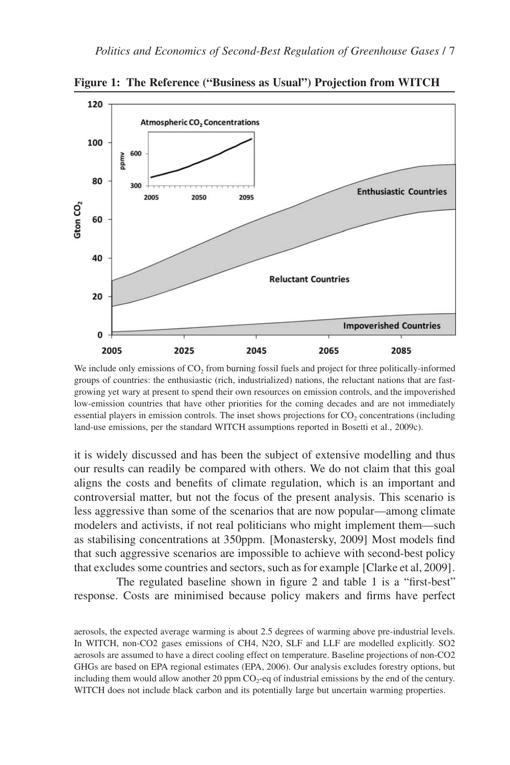**Figure 1: The Reference ("Business as Usual") Projection from WITCH**

We include only emissions of $CO_2$ from burning fossil fuels and project for three politically-informed groups of countries: the enthusiastic (rich, industrialized) nations, the reluctant nations that are fast-growing yet wary at present to spend their own resources on emission controls, and the impoverished low-emission countries that have other priorities for the coming decades and are not immediately essential players in emission controls. The inset shows projections for $CO_2$ concentrations (including land-use emissions, per the standard WITCH assumptions reported in Bosetti et al., 2009c).

it is widely discussed and has been the subject of extensive modelling and thus our results can readily be compared with others. We do not claim that this goal aligns the costs and benefits of climate regulation, which is an important and controversial matter, but not the focus of the present analysis. This scenario is less aggressive than some of the scenarios that are now popular—among climate modelers and activists, if not real politicians who might implement them—such as stabilising concentrations at 350ppm. [Monastersky, 2009] Most models find that such aggressive scenarios are impossible to achieve with second-best policy that excludes some countries and sectors, such as for example [Clarke et al, 2009].

The regulated baseline shown in figure 2 and table 1 is a "first-best" response. Costs are minimised because policy makers and firms have perfect

aerosols, the expected average warming is about 2.5 degrees of warming above pre-industrial levels. In WITCH, non-CO2 gases emissions of CH4, N2O, SLF and LLF are modelled explicitly. SO2 aerosols are assumed to have a direct cooling effect on temperature. Baseline projections of non-CO2 GHGs are based on EPA regional estimates (EPA, 2006). Our analysis excludes forestry options, but including them would allow another 20 ppm $CO_2$-eq of industrial emissions by the end of the century. WITCH does not include black carbon and its potentially large but uncertain warming properties.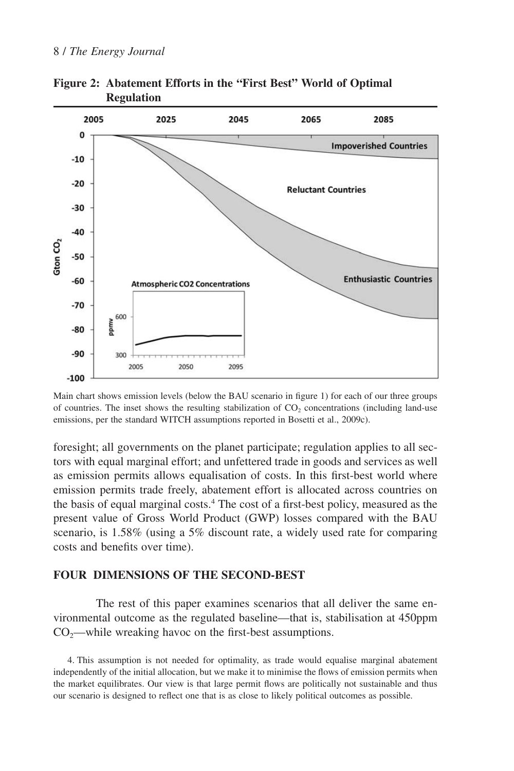**Figure 2: Abatement Efforts in the "First Best" World of Optimal Regulation**

Main chart shows emission levels (below the BAU scenario in figure 1) for each of our three groups of countries. The inset shows the resulting stabilization of $CO_2$ concentrations (including land-use emissions, per the standard WITCH assumptions reported in Bosetti et al., 2009c).

foresight; all governments on the planet participate; regulation applies to all sectors with equal marginal effort; and unfettered trade in goods and services as well as emission permits allows equalisation of costs. In this first-best world where emission permits trade freely, abatement effort is allocated across countries on the basis of equal marginal costs.[4] The cost of a first-best policy, measured as the present value of Gross World Product (GWP) losses compared with the BAU scenario, is 1.58% (using a 5% discount rate, a widely used rate for comparing costs and benefits over time).

## FOUR DIMENSIONS OF THE SECOND-BEST

The rest of this paper examines scenarios that all deliver the same environmental outcome as the regulated baseline—that is, stabilisation at 450ppm $CO_2$—while wreaking havoc on the first-best assumptions.

4. This assumption is not needed for optimality, as trade would equalise marginal abatement independently of the initial allocation, but we make it to minimise the flows of emission permits when the market equilibrates. Our view is that large permit flows are politically not sustainable and thus our scenario is designed to reflect one that is as close to likely political outcomes as possible.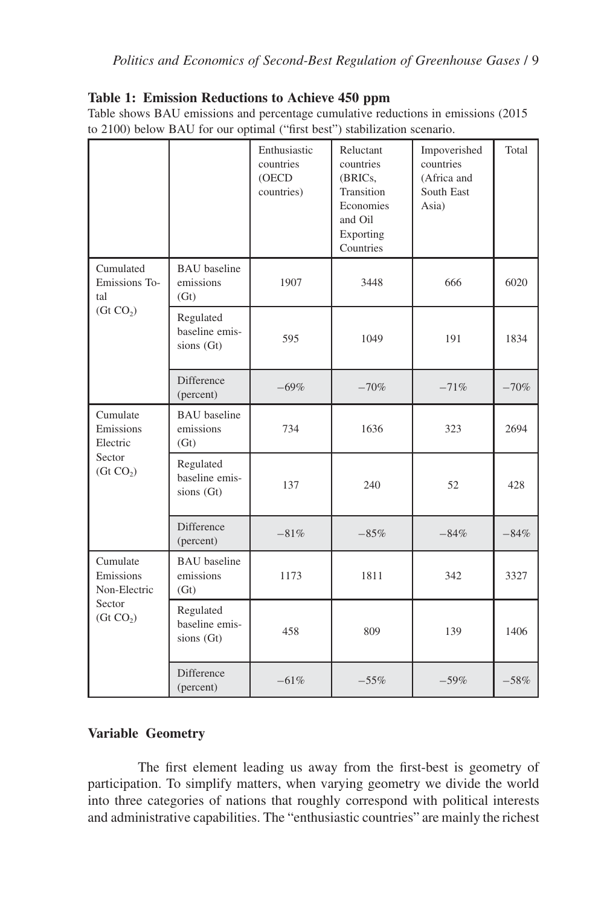**Table 1: Emission Reductions to Achieve 450 ppm**

Table shows BAU emissions and percentage cumulative reductions in emissions (2015 to 2100) below BAU for our optimal ("first best") stabilization scenario.

| | | Enthusiastic countries (OECD countries) | Reluctant countries (BRICs, Transition Economies and Oil Exporting Countries | Impoverished countries (Africa and South East Asia) | Total |
|---|---|---|---|---|---|
| Cumulated Emissions Total ($Gt\ CO_2$) | BAU baseline emissions (Gt) | 1907 | 3448 | 666 | 6020 |
| | Regulated baseline emissions (Gt) | 595 | 1049 | 191 | 1834 |
| | Difference (percent) | −69% | −70% | −71% | −70% |
| Cumulate Emissions Electric Sector ($Gt\ CO_2$) | BAU baseline emissions (Gt) | 734 | 1636 | 323 | 2694 |
| | Regulated baseline emissions (Gt) | 137 | 240 | 52 | 428 |
| | Difference (percent) | −81% | −85% | −84% | −84% |
| Cumulate Emissions Non-Electric Sector ($Gt\ CO_2$) | BAU baseline emissions (Gt) | 1173 | 1811 | 342 | 3327 |
| | Regulated baseline emissions (Gt) | 458 | 809 | 139 | 1406 |
| | Difference (percent) | −61% | −55% | −59% | −58% |

**Variable Geometry**

The first element leading us away from the first-best is geometry of participation. To simplify matters, when varying geometry we divide the world into three categories of nations that roughly correspond with political interests and administrative capabilities. The "enthusiastic countries" are mainly the richest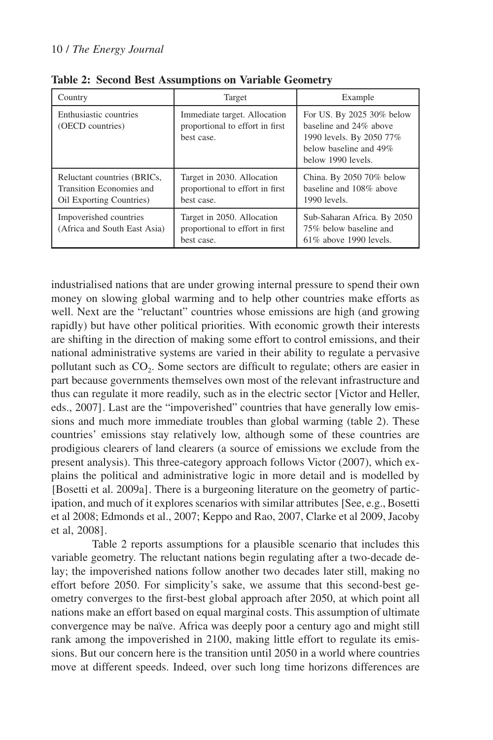**Table 2: Second Best Assumptions on Variable Geometry**

| Country | Target | Example |
|---|---|---|
| Enthusiastic countries (OECD countries) | Immediate target. Allocation proportional to effort in first best case. | For US. By 2025 30% below baseline and 24% above 1990 levels. By 2050 77% below baseline and 49% below 1990 levels. |
| Reluctant countries (BRICs, Transition Economies and Oil Exporting Countries) | Target in 2030. Allocation proportional to effort in first best case. | China. By 2050 70% below baseline and 108% above 1990 levels. |
| Impoverished countries (Africa and South East Asia) | Target in 2050. Allocation proportional to effort in first best case. | Sub-Saharan Africa. By 2050 75% below baseline and 61% above 1990 levels. |

industrialised nations that are under growing internal pressure to spend their own money on slowing global warming and to help other countries make efforts as well. Next are the "reluctant" countries whose emissions are high (and growing rapidly) but have other political priorities. With economic growth their interests are shifting in the direction of making some effort to control emissions, and their national administrative systems are varied in their ability to regulate a pervasive pollutant such as $CO_2$. Some sectors are difficult to regulate; others are easier in part because governments themselves own most of the relevant infrastructure and thus can regulate it more readily, such as in the electric sector [Victor and Heller, eds., 2007]. Last are the "impoverished" countries that have generally low emissions and much more immediate troubles than global warming (table 2). These countries' emissions stay relatively low, although some of these countries are prodigious clearers of land clearers (a source of emissions we exclude from the present analysis). This three-category approach follows Victor (2007), which explains the political and administrative logic in more detail and is modelled by [Bosetti et al. 2009a]. There is a burgeoning literature on the geometry of participation, and much of it explores scenarios with similar attributes [See, e.g., Bosetti et al 2008; Edmonds et al., 2007; Keppo and Rao, 2007, Clarke et al 2009, Jacoby et al, 2008].

Table 2 reports assumptions for a plausible scenario that includes this variable geometry. The reluctant nations begin regulating after a two-decade delay; the impoverished nations follow another two decades later still, making no effort before 2050. For simplicity's sake, we assume that this second-best geometry converges to the first-best global approach after 2050, at which point all nations make an effort based on equal marginal costs. This assumption of ultimate convergence may be naïve. Africa was deeply poor a century ago and might still rank among the impoverished in 2100, making little effort to regulate its emissions. But our concern here is the transition until 2050 in a world where countries move at different speeds. Indeed, over such long time horizons differences are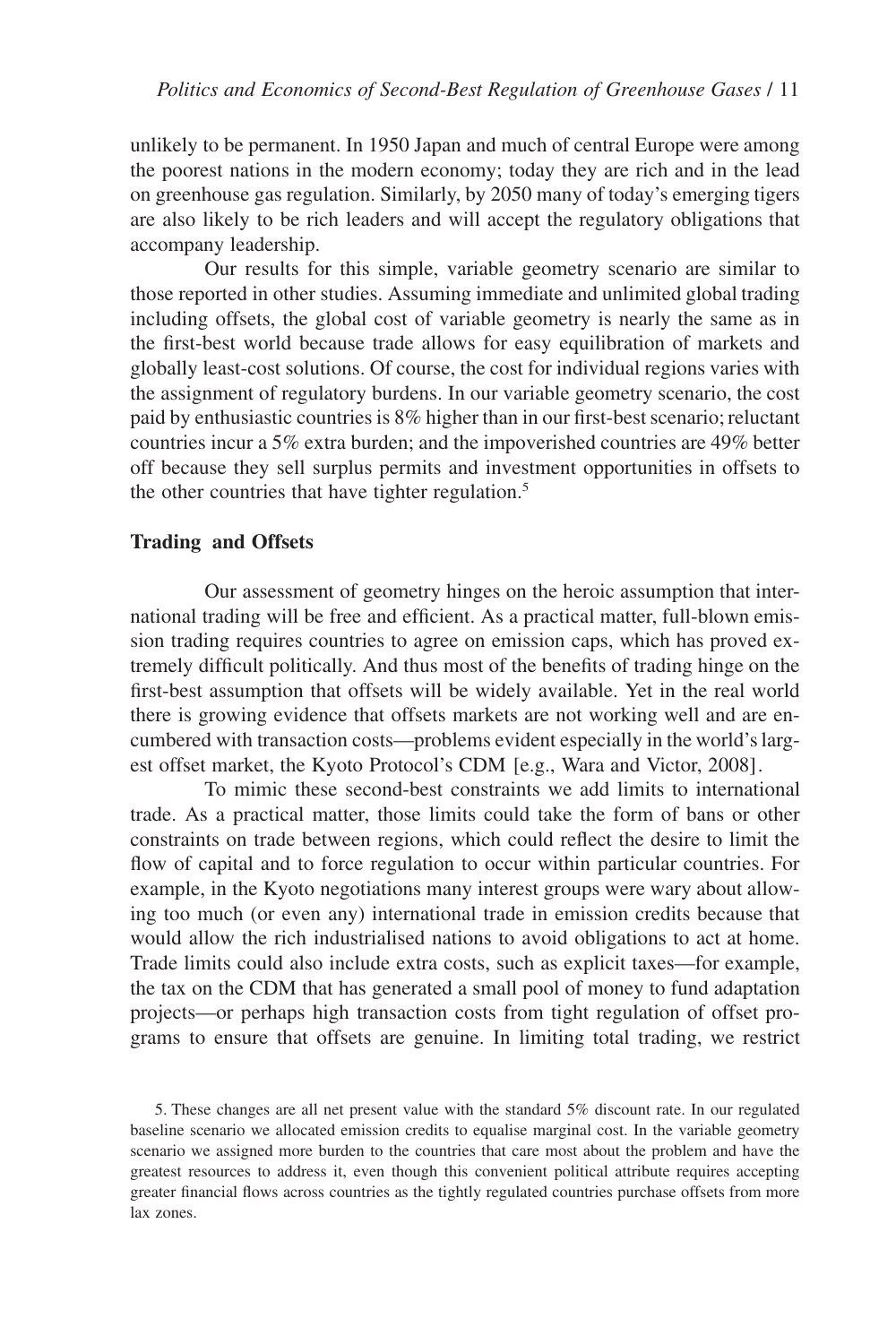unlikely to be permanent. In 1950 Japan and much of central Europe were among the poorest nations in the modern economy; today they are rich and in the lead on greenhouse gas regulation. Similarly, by 2050 many of today's emerging tigers are also likely to be rich leaders and will accept the regulatory obligations that accompany leadership.

Our results for this simple, variable geometry scenario are similar to those reported in other studies. Assuming immediate and unlimited global trading including offsets, the global cost of variable geometry is nearly the same as in the first-best world because trade allows for easy equilibration of markets and globally least-cost solutions. Of course, the cost for individual regions varies with the assignment of regulatory burdens. In our variable geometry scenario, the cost paid by enthusiastic countries is 8% higher than in our first-best scenario; reluctant countries incur a 5% extra burden; and the impoverished countries are 49% better off because they sell surplus permits and investment opportunities in offsets to the other countries that have tighter regulation.[5]

### Trading and Offsets

Our assessment of geometry hinges on the heroic assumption that international trading will be free and efficient. As a practical matter, full-blown emission trading requires countries to agree on emission caps, which has proved extremely difficult politically. And thus most of the benefits of trading hinge on the first-best assumption that offsets will be widely available. Yet in the real world there is growing evidence that offsets markets are not working well and are encumbered with transaction costs—problems evident especially in the world's largest offset market, the Kyoto Protocol's CDM [e.g., Wara and Victor, 2008].

To mimic these second-best constraints we add limits to international trade. As a practical matter, those limits could take the form of bans or other constraints on trade between regions, which could reflect the desire to limit the flow of capital and to force regulation to occur within particular countries. For example, in the Kyoto negotiations many interest groups were wary about allowing too much (or even any) international trade in emission credits because that would allow the rich industrialised nations to avoid obligations to act at home. Trade limits could also include extra costs, such as explicit taxes—for example, the tax on the CDM that has generated a small pool of money to fund adaptation projects—or perhaps high transaction costs from tight regulation of offset programs to ensure that offsets are genuine. In limiting total trading, we restrict

5. These changes are all net present value with the standard 5% discount rate. In our regulated baseline scenario we allocated emission credits to equalise marginal cost. In the variable geometry scenario we assigned more burden to the countries that care most about the problem and have the greatest resources to address it, even though this convenient political attribute requires accepting greater financial flows across countries as the tightly regulated countries purchase offsets from more lax zones.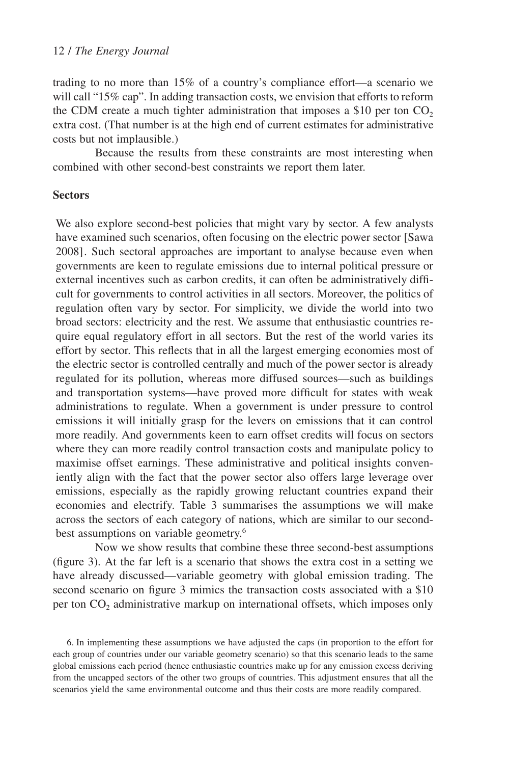trading to no more than 15% of a country's compliance effort—a scenario we will call "15% cap". In adding transaction costs, we envision that efforts to reform the CDM create a much tighter administration that imposes a \$10 per ton $CO_2$ extra cost. (That number is at the high end of current estimates for administrative costs but not implausible.)

Because the results from these constraints are most interesting when combined with other second-best constraints we report them later.

**Sectors**

We also explore second-best policies that might vary by sector. A few analysts have examined such scenarios, often focusing on the electric power sector [Sawa 2008]. Such sectoral approaches are important to analyse because even when governments are keen to regulate emissions due to internal political pressure or external incentives such as carbon credits, it can often be administratively difficult for governments to control activities in all sectors. Moreover, the politics of regulation often vary by sector. For simplicity, we divide the world into two broad sectors: electricity and the rest. We assume that enthusiastic countries require equal regulatory effort in all sectors. But the rest of the world varies its effort by sector. This reflects that in all the largest emerging economies most of the electric sector is controlled centrally and much of the power sector is already regulated for its pollution, whereas more diffused sources—such as buildings and transportation systems—have proved more difficult for states with weak administrations to regulate. When a government is under pressure to control emissions it will initially grasp for the levers on emissions that it can control more readily. And governments keen to earn offset credits will focus on sectors where they can more readily control transaction costs and manipulate policy to maximise offset earnings. These administrative and political insights conveniently align with the fact that the power sector also offers large leverage over emissions, especially as the rapidly growing reluctant countries expand their economies and electrify. Table 3 summarises the assumptions we will make across the sectors of each category of nations, which are similar to our second-best assumptions on variable geometry.[6]

Now we show results that combine these three second-best assumptions (figure 3). At the far left is a scenario that shows the extra cost in a setting we have already discussed—variable geometry with global emission trading. The second scenario on figure 3 mimics the transaction costs associated with a \$10 per ton $CO_2$ administrative markup on international offsets, which imposes only

6. In implementing these assumptions we have adjusted the caps (in proportion to the effort for each group of countries under our variable geometry scenario) so that this scenario leads to the same global emissions each period (hence enthusiastic countries make up for any emission excess deriving from the uncapped sectors of the other two groups of countries. This adjustment ensures that all the scenarios yield the same environmental outcome and thus their costs are more readily compared.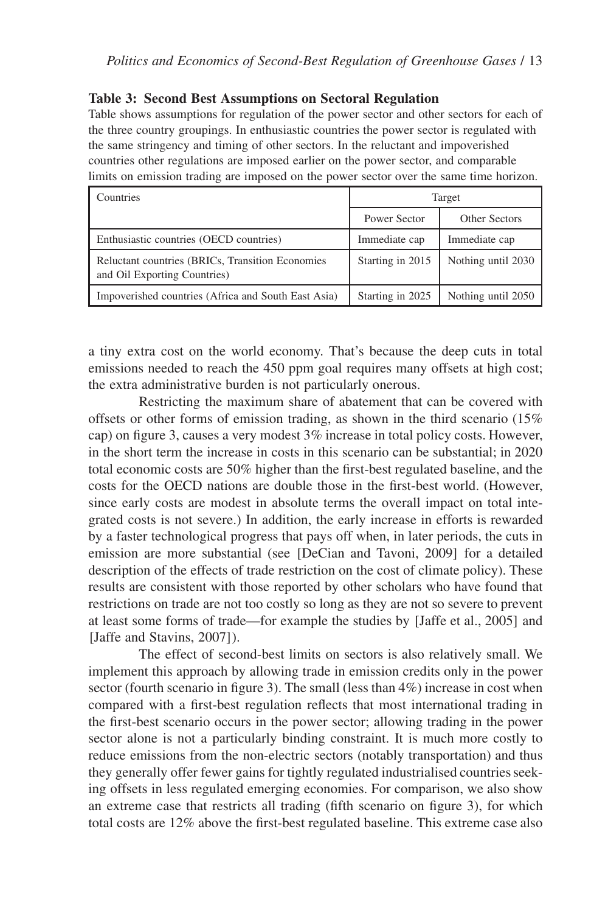**Table 3: Second Best Assumptions on Sectoral Regulation**

Table shows assumptions for regulation of the power sector and other sectors for each of the three country groupings. In enthusiastic countries the power sector is regulated with the same stringency and timing of other sectors. In the reluctant and impoverished countries other regulations are imposed earlier on the power sector, and comparable limits on emission trading are imposed on the power sector over the same time horizon.

| Countries | Target | |
|---|---|---|
| | Power Sector | Other Sectors |
| Enthusiastic countries (OECD countries) | Immediate cap | Immediate cap |
| Reluctant countries (BRICs, Transition Economies and Oil Exporting Countries) | Starting in 2015 | Nothing until 2030 |
| Impoverished countries (Africa and South East Asia) | Starting in 2025 | Nothing until 2050 |

a tiny extra cost on the world economy. That's because the deep cuts in total emissions needed to reach the 450 ppm goal requires many offsets at high cost; the extra administrative burden is not particularly onerous.

Restricting the maximum share of abatement that can be covered with offsets or other forms of emission trading, as shown in the third scenario (15% cap) on figure 3, causes a very modest 3% increase in total policy costs. However, in the short term the increase in costs in this scenario can be substantial; in 2020 total economic costs are 50% higher than the first-best regulated baseline, and the costs for the OECD nations are double those in the first-best world. (However, since early costs are modest in absolute terms the overall impact on total integrated costs is not severe.) In addition, the early increase in efforts is rewarded by a faster technological progress that pays off when, in later periods, the cuts in emission are more substantial (see [DeCian and Tavoni, 2009] for a detailed description of the effects of trade restriction on the cost of climate policy). These results are consistent with those reported by other scholars who have found that restrictions on trade are not too costly so long as they are not so severe to prevent at least some forms of trade—for example the studies by [Jaffe et al., 2005] and [Jaffe and Stavins, 2007]).

The effect of second-best limits on sectors is also relatively small. We implement this approach by allowing trade in emission credits only in the power sector (fourth scenario in figure 3). The small (less than 4%) increase in cost when compared with a first-best regulation reflects that most international trading in the first-best scenario occurs in the power sector; allowing trading in the power sector alone is not a particularly binding constraint. It is much more costly to reduce emissions from the non-electric sectors (notably transportation) and thus they generally offer fewer gains for tightly regulated industrialised countries seeking offsets in less regulated emerging economies. For comparison, we also show an extreme case that restricts all trading (fifth scenario on figure 3), for which total costs are 12% above the first-best regulated baseline. This extreme case also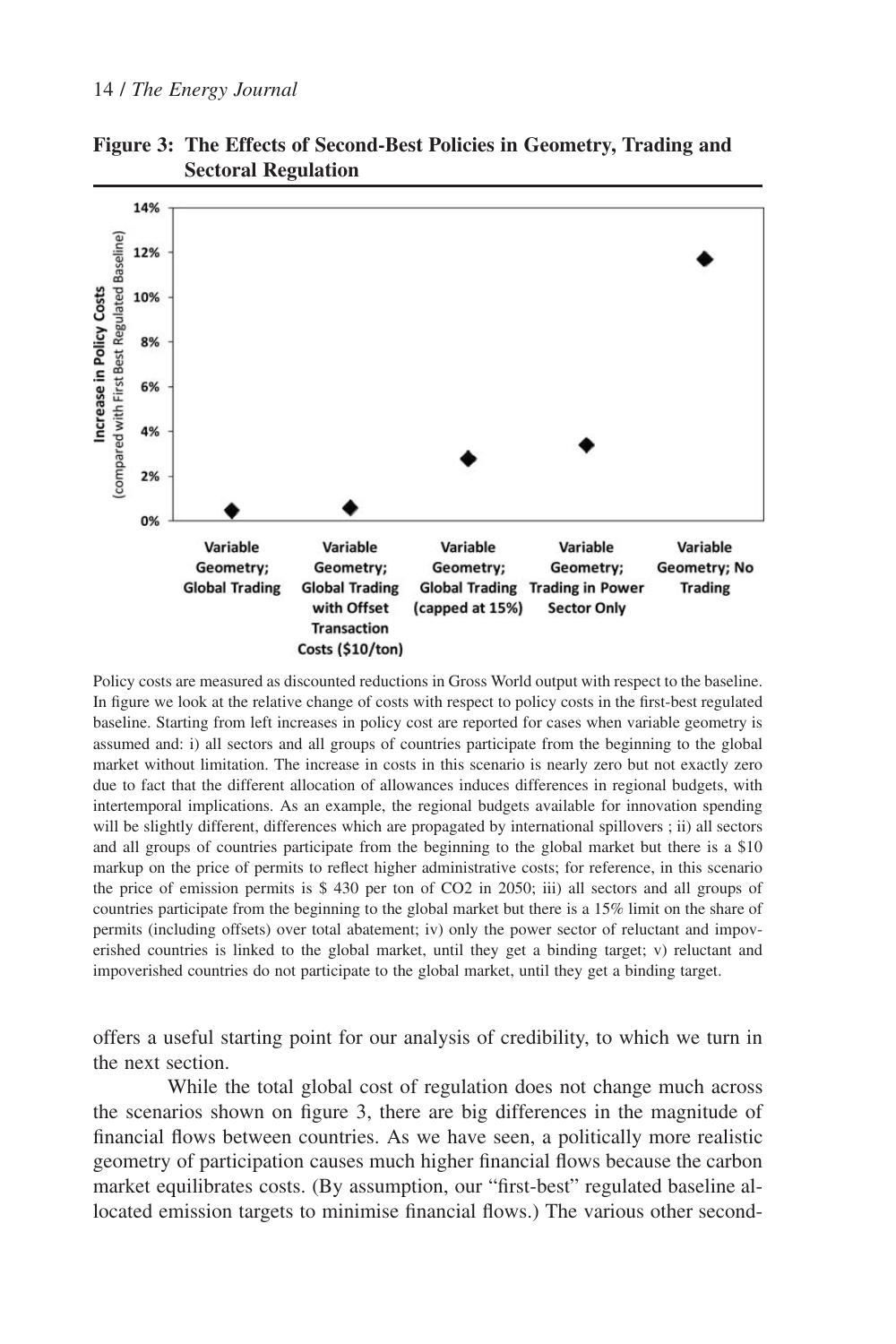**Figure 3: The Effects of Second-Best Policies in Geometry, Trading and Sectoral Regulation**

| Scenario | Increase in Policy Costs (compared with First Best Regulated Baseline) |
|---|---|
| Variable Geometry; Global Trading | ~0.5% |
| Variable Geometry; Global Trading with Offset Transaction Costs ($10/ton) | ~0.6% |
| Variable Geometry; Global Trading (capped at 15%) | ~2.8% |
| Variable Geometry; Trading in Power Sector Only | ~3.4% |
| Variable Geometry; No Trading | ~11.7% |

Policy costs are measured as discounted reductions in Gross World output with respect to the baseline. In figure we look at the relative change of costs with respect to policy costs in the first-best regulated baseline. Starting from left increases in policy cost are reported for cases when variable geometry is assumed and: i) all sectors and all groups of countries participate from the beginning to the global market without limitation. The increase in costs in this scenario is nearly zero but not exactly zero due to fact that the different allocation of allowances induces differences in regional budgets, with intertemporal implications. As an example, the regional budgets available for innovation spending will be slightly different, differences which are propagated by international spillovers ; ii) all sectors and all groups of countries participate from the beginning to the global market but there is a $10 markup on the price of permits to reflect higher administrative costs; for reference, in this scenario the price of emission permits is $ 430 per ton of CO2 in 2050; iii) all sectors and all groups of countries participate from the beginning to the global market but there is a 15% limit on the share of permits (including offsets) over total abatement; iv) only the power sector of reluctant and impoverished countries is linked to the global market, until they get a binding target; v) reluctant and impoverished countries do not participate to the global market, until they get a binding target.

offers a useful starting point for our analysis of credibility, to which we turn in the next section.

While the total global cost of regulation does not change much across the scenarios shown on figure 3, there are big differences in the magnitude of financial flows between countries. As we have seen, a politically more realistic geometry of participation causes much higher financial flows because the carbon market equilibrates costs. (By assumption, our "first-best" regulated baseline allocated emission targets to minimise financial flows.) The various other second-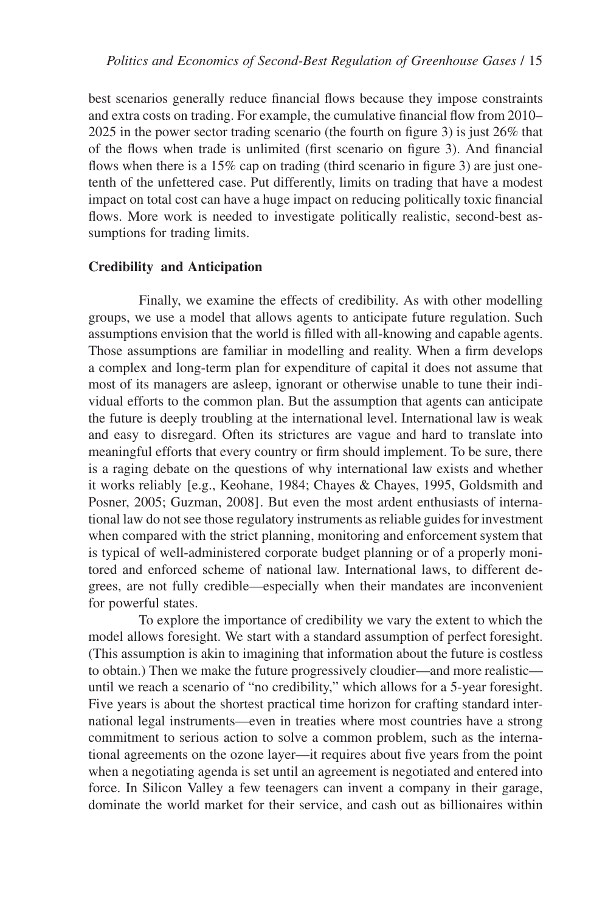best scenarios generally reduce financial flows because they impose constraints and extra costs on trading. For example, the cumulative financial flow from 2010–2025 in the power sector trading scenario (the fourth on figure 3) is just 26% that of the flows when trade is unlimited (first scenario on figure 3). And financial flows when there is a 15% cap on trading (third scenario in figure 3) are just one-tenth of the unfettered case. Put differently, limits on trading that have a modest impact on total cost can have a huge impact on reducing politically toxic financial flows. More work is needed to investigate politically realistic, second-best assumptions for trading limits.

**Credibility and Anticipation**

Finally, we examine the effects of credibility. As with other modelling groups, we use a model that allows agents to anticipate future regulation. Such assumptions envision that the world is filled with all-knowing and capable agents. Those assumptions are familiar in modelling and reality. When a firm develops a complex and long-term plan for expenditure of capital it does not assume that most of its managers are asleep, ignorant or otherwise unable to tune their individual efforts to the common plan. But the assumption that agents can anticipate the future is deeply troubling at the international level. International law is weak and easy to disregard. Often its strictures are vague and hard to translate into meaningful efforts that every country or firm should implement. To be sure, there is a raging debate on the questions of why international law exists and whether it works reliably [e.g., Keohane, 1984; Chayes & Chayes, 1995, Goldsmith and Posner, 2005; Guzman, 2008]. But even the most ardent enthusiasts of international law do not see those regulatory instruments as reliable guides for investment when compared with the strict planning, monitoring and enforcement system that is typical of well-administered corporate budget planning or of a properly monitored and enforced scheme of national law. International laws, to different degrees, are not fully credible—especially when their mandates are inconvenient for powerful states.

To explore the importance of credibility we vary the extent to which the model allows foresight. We start with a standard assumption of perfect foresight. (This assumption is akin to imagining that information about the future is costless to obtain.) Then we make the future progressively cloudier—and more realistic—until we reach a scenario of "no credibility," which allows for a 5-year foresight. Five years is about the shortest practical time horizon for crafting standard international legal instruments—even in treaties where most countries have a strong commitment to serious action to solve a common problem, such as the international agreements on the ozone layer—it requires about five years from the point when a negotiating agenda is set until an agreement is negotiated and entered into force. In Silicon Valley a few teenagers can invent a company in their garage, dominate the world market for their service, and cash out as billionaires within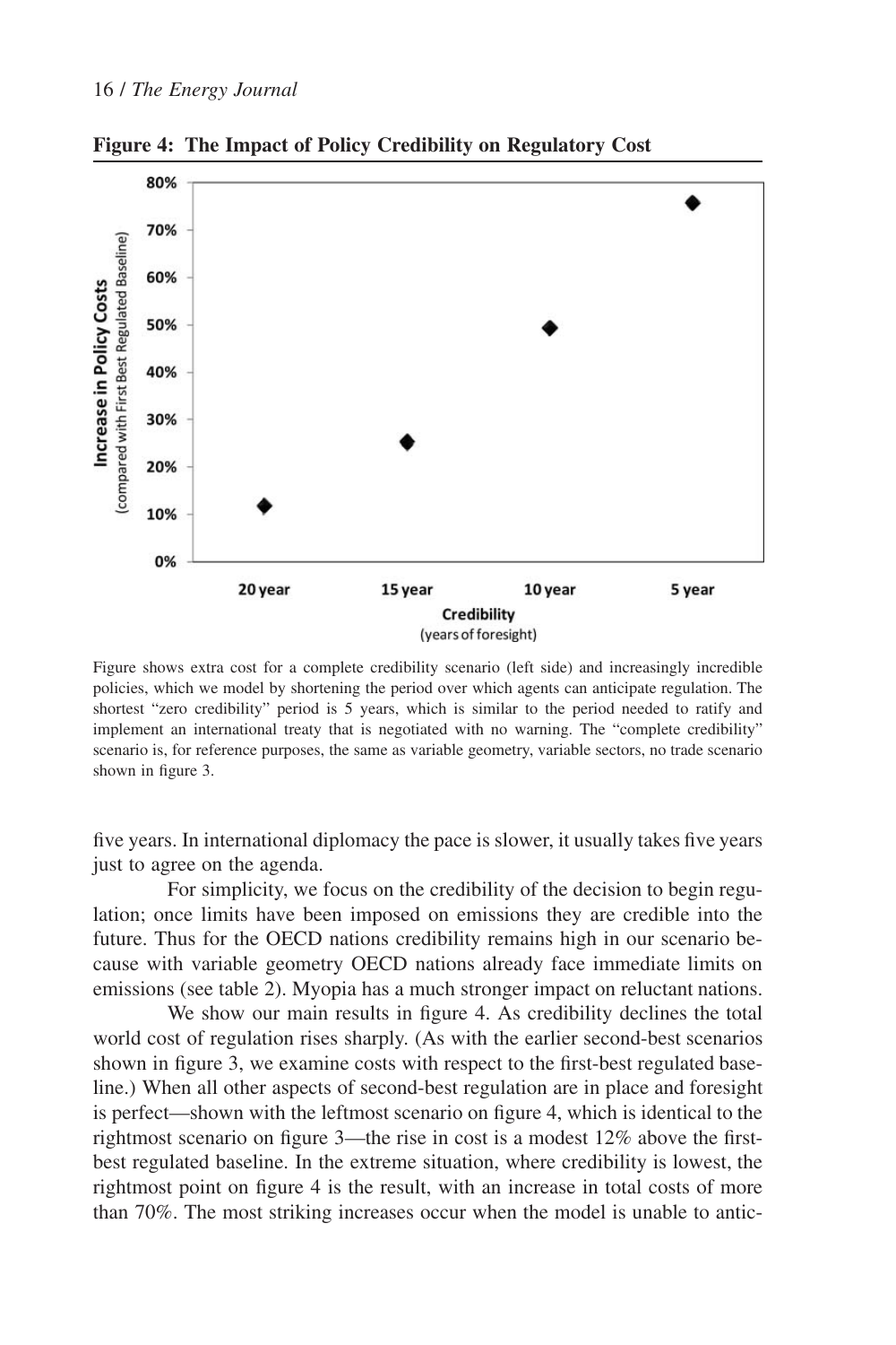**Figure 4: The Impact of Policy Credibility on Regulatory Cost**

Figure shows extra cost for a complete credibility scenario (left side) and increasingly incredible policies, which we model by shortening the period over which agents can anticipate regulation. The shortest "zero credibility" period is 5 years, which is similar to the period needed to ratify and implement an international treaty that is negotiated with no warning. The "complete credibility" scenario is, for reference purposes, the same as variable geometry, variable sectors, no trade scenario shown in figure 3.

five years. In international diplomacy the pace is slower, it usually takes five years just to agree on the agenda.

For simplicity, we focus on the credibility of the decision to begin regulation; once limits have been imposed on emissions they are credible into the future. Thus for the OECD nations credibility remains high in our scenario because with variable geometry OECD nations already face immediate limits on emissions (see table 2). Myopia has a much stronger impact on reluctant nations.

We show our main results in figure 4. As credibility declines the total world cost of regulation rises sharply. (As with the earlier second-best scenarios shown in figure 3, we examine costs with respect to the first-best regulated baseline.) When all other aspects of second-best regulation are in place and foresight is perfect—shown with the leftmost scenario on figure 4, which is identical to the rightmost scenario on figure 3—the rise in cost is a modest 12% above the first-best regulated baseline. In the extreme situation, where credibility is lowest, the rightmost point on figure 4 is the result, with an increase in total costs of more than 70%. The most striking increases occur when the model is unable to antic-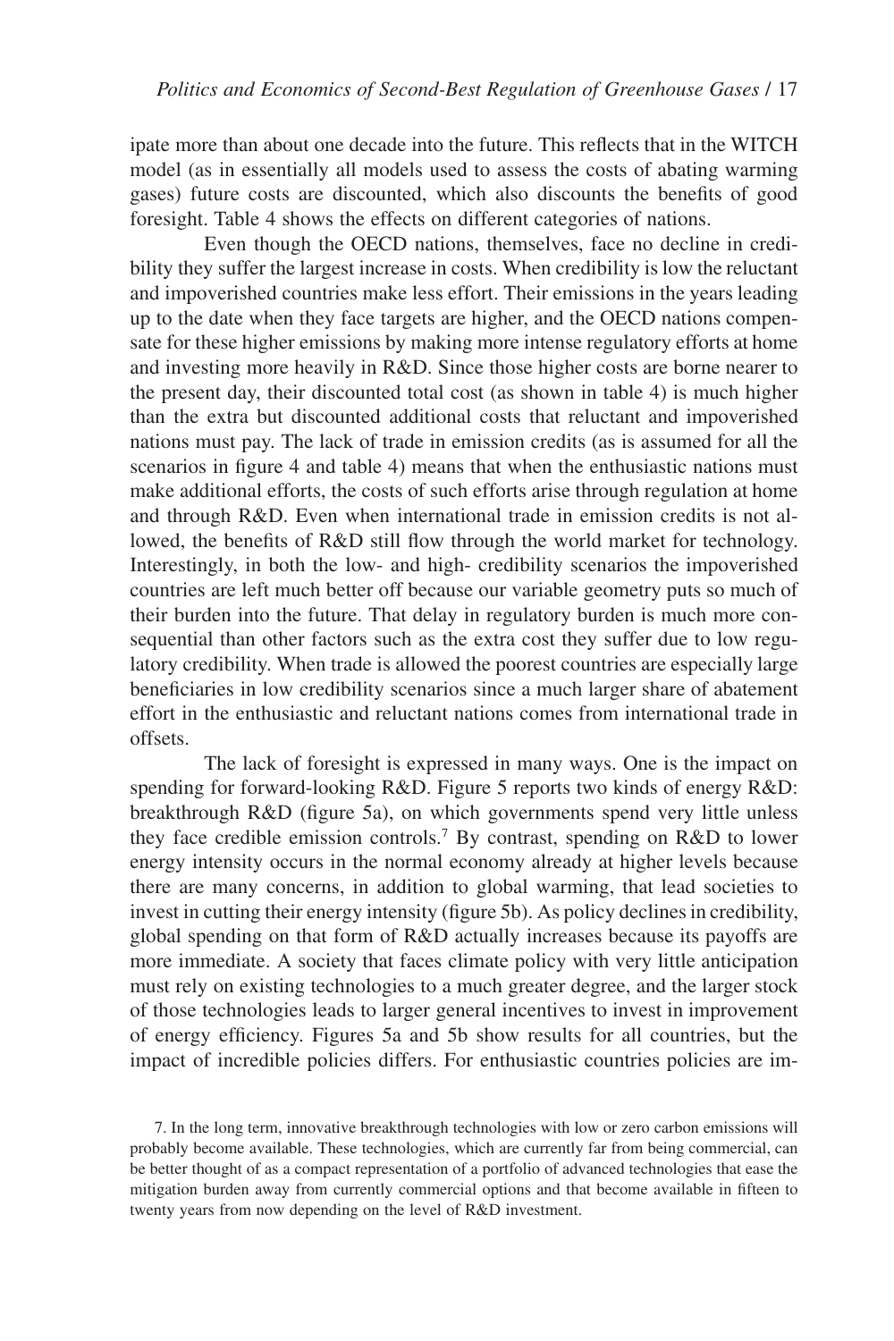ipate more than about one decade into the future. This reflects that in the WITCH model (as in essentially all models used to assess the costs of abating warming gases) future costs are discounted, which also discounts the benefits of good foresight. Table 4 shows the effects on different categories of nations.

Even though the OECD nations, themselves, face no decline in credibility they suffer the largest increase in costs. When credibility is low the reluctant and impoverished countries make less effort. Their emissions in the years leading up to the date when they face targets are higher, and the OECD nations compensate for these higher emissions by making more intense regulatory efforts at home and investing more heavily in R&D. Since those higher costs are borne nearer to the present day, their discounted total cost (as shown in table 4) is much higher than the extra but discounted additional costs that reluctant and impoverished nations must pay. The lack of trade in emission credits (as is assumed for all the scenarios in figure 4 and table 4) means that when the enthusiastic nations must make additional efforts, the costs of such efforts arise through regulation at home and through R&D. Even when international trade in emission credits is not allowed, the benefits of R&D still flow through the world market for technology. Interestingly, in both the low- and high- credibility scenarios the impoverished countries are left much better off because our variable geometry puts so much of their burden into the future. That delay in regulatory burden is much more consequential than other factors such as the extra cost they suffer due to low regulatory credibility. When trade is allowed the poorest countries are especially large beneficiaries in low credibility scenarios since a much larger share of abatement effort in the enthusiastic and reluctant nations comes from international trade in offsets.

The lack of foresight is expressed in many ways. One is the impact on spending for forward-looking R&D. Figure 5 reports two kinds of energy R&D: breakthrough R&D (figure 5a), on which governments spend very little unless they face credible emission controls.[7] By contrast, spending on R&D to lower energy intensity occurs in the normal economy already at higher levels because there are many concerns, in addition to global warming, that lead societies to invest in cutting their energy intensity (figure 5b). As policy declines in credibility, global spending on that form of R&D actually increases because its payoffs are more immediate. A society that faces climate policy with very little anticipation must rely on existing technologies to a much greater degree, and the larger stock of those technologies leads to larger general incentives to invest in improvement of energy efficiency. Figures 5a and 5b show results for all countries, but the impact of incredible policies differs. For enthusiastic countries policies are im-

7. In the long term, innovative breakthrough technologies with low or zero carbon emissions will probably become available. These technologies, which are currently far from being commercial, can be better thought of as a compact representation of a portfolio of advanced technologies that ease the mitigation burden away from currently commercial options and that become available in fifteen to twenty years from now depending on the level of R&D investment.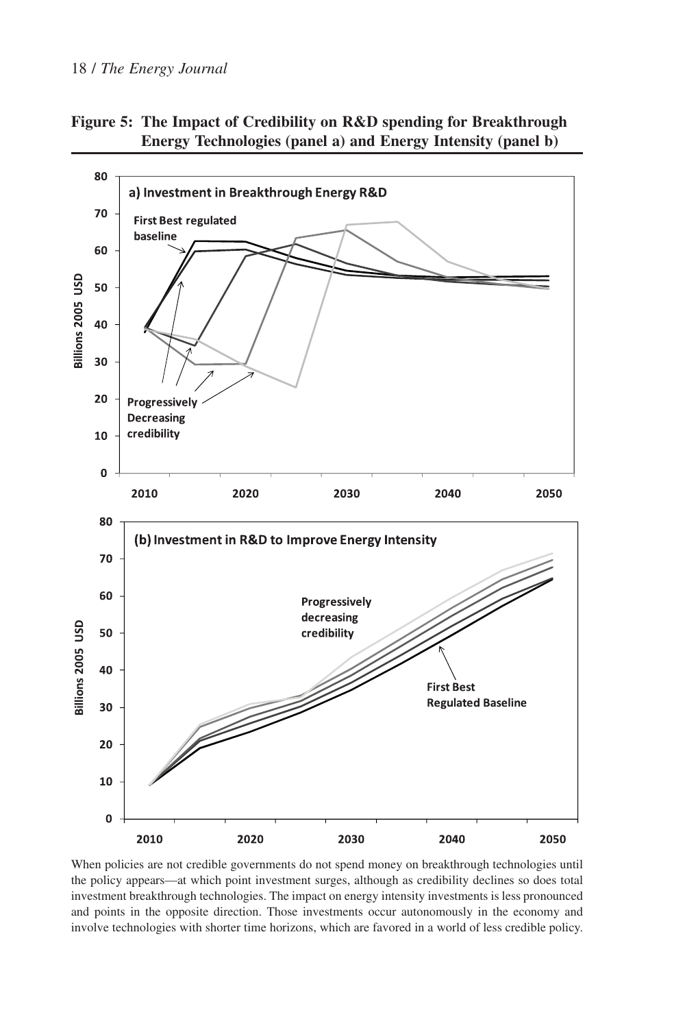**Figure 5: The Impact of Credibility on R&D spending for Breakthrough Energy Technologies (panel a) and Energy Intensity (panel b)**

When policies are not credible governments do not spend money on breakthrough technologies until the policy appears—at which point investment surges, although as credibility declines so does total investment breakthrough technologies. The impact on energy intensity investments is less pronounced and points in the opposite direction. Those investments occur autonomously in the economy and involve technologies with shorter time horizons, which are favored in a world of less credible policy.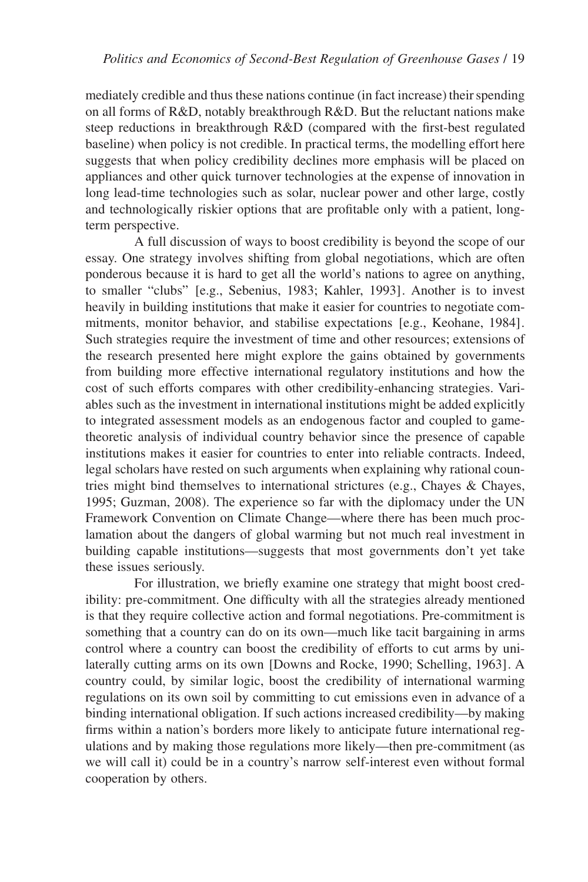mediately credible and thus these nations continue (in fact increase) their spending on all forms of R&D, notably breakthrough R&D. But the reluctant nations make steep reductions in breakthrough R&D (compared with the first-best regulated baseline) when policy is not credible. In practical terms, the modelling effort here suggests that when policy credibility declines more emphasis will be placed on appliances and other quick turnover technologies at the expense of innovation in long lead-time technologies such as solar, nuclear power and other large, costly and technologically riskier options that are profitable only with a patient, long-term perspective.

A full discussion of ways to boost credibility is beyond the scope of our essay. One strategy involves shifting from global negotiations, which are often ponderous because it is hard to get all the world's nations to agree on anything, to smaller "clubs" [e.g., Sebenius, 1983; Kahler, 1993]. Another is to invest heavily in building institutions that make it easier for countries to negotiate commitments, monitor behavior, and stabilise expectations [e.g., Keohane, 1984]. Such strategies require the investment of time and other resources; extensions of the research presented here might explore the gains obtained by governments from building more effective international regulatory institutions and how the cost of such efforts compares with other credibility-enhancing strategies. Variables such as the investment in international institutions might be added explicitly to integrated assessment models as an endogenous factor and coupled to game-theoretic analysis of individual country behavior since the presence of capable institutions makes it easier for countries to enter into reliable contracts. Indeed, legal scholars have rested on such arguments when explaining why rational countries might bind themselves to international strictures (e.g., Chayes & Chayes, 1995; Guzman, 2008). The experience so far with the diplomacy under the UN Framework Convention on Climate Change—where there has been much proclamation about the dangers of global warming but not much real investment in building capable institutions—suggests that most governments don't yet take these issues seriously.

For illustration, we briefly examine one strategy that might boost credibility: pre-commitment. One difficulty with all the strategies already mentioned is that they require collective action and formal negotiations. Pre-commitment is something that a country can do on its own—much like tacit bargaining in arms control where a country can boost the credibility of efforts to cut arms by unilaterally cutting arms on its own [Downs and Rocke, 1990; Schelling, 1963]. A country could, by similar logic, boost the credibility of international warming regulations on its own soil by committing to cut emissions even in advance of a binding international obligation. If such actions increased credibility—by making firms within a nation's borders more likely to anticipate future international regulations and by making those regulations more likely—then pre-commitment (as we will call it) could be in a country's narrow self-interest even without formal cooperation by others.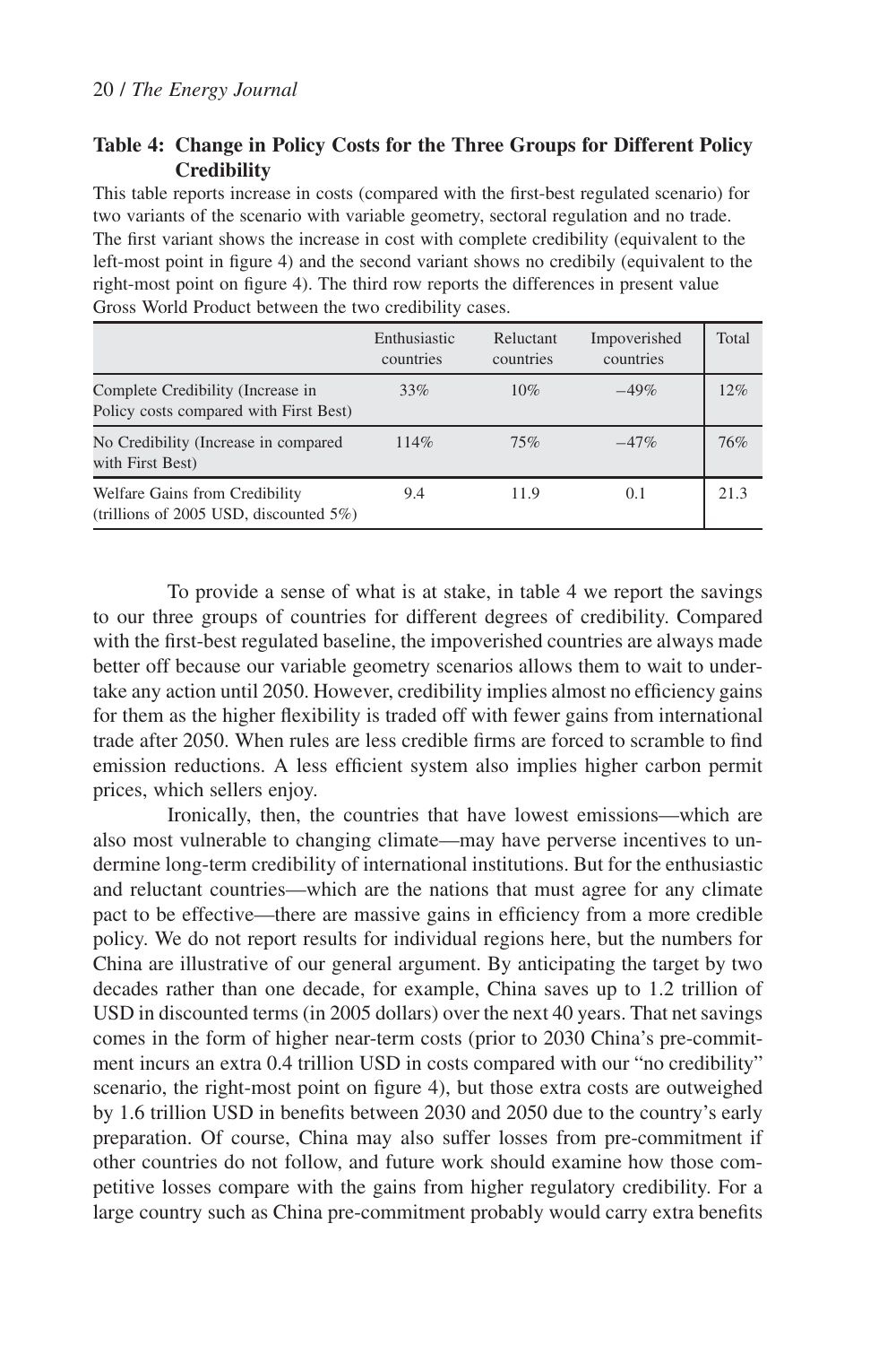**Table 4: Change in Policy Costs for the Three Groups for Different Policy Credibility**

This table reports increase in costs (compared with the first-best regulated scenario) for two variants of the scenario with variable geometry, sectoral regulation and no trade. The first variant shows the increase in cost with complete credibility (equivalent to the left-most point in figure 4) and the second variant shows no credibily (equivalent to the right-most point on figure 4). The third row reports the differences in present value Gross World Product between the two credibility cases.

| | Enthusiastic countries | Reluctant countries | Impoverished countries | Total |
|---|---|---|---|---|
| Complete Credibility (Increase in Policy costs compared with First Best) | 33% | 10% | −49% | 12% |
| No Credibility (Increase in compared with First Best) | 114% | 75% | −47% | 76% |
| Welfare Gains from Credibility (trillions of 2005 USD, discounted 5%) | 9.4 | 11.9 | 0.1 | 21.3 |

To provide a sense of what is at stake, in table 4 we report the savings to our three groups of countries for different degrees of credibility. Compared with the first-best regulated baseline, the impoverished countries are always made better off because our variable geometry scenarios allows them to wait to undertake any action until 2050. However, credibility implies almost no efficiency gains for them as the higher flexibility is traded off with fewer gains from international trade after 2050. When rules are less credible firms are forced to scramble to find emission reductions. A less efficient system also implies higher carbon permit prices, which sellers enjoy.

Ironically, then, the countries that have lowest emissions—which are also most vulnerable to changing climate—may have perverse incentives to undermine long-term credibility of international institutions. But for the enthusiastic and reluctant countries—which are the nations that must agree for any climate pact to be effective—there are massive gains in efficiency from a more credible policy. We do not report results for individual regions here, but the numbers for China are illustrative of our general argument. By anticipating the target by two decades rather than one decade, for example, China saves up to 1.2 trillion of USD in discounted terms (in 2005 dollars) over the next 40 years. That net savings comes in the form of higher near-term costs (prior to 2030 China's pre-commitment incurs an extra 0.4 trillion USD in costs compared with our "no credibility" scenario, the right-most point on figure 4), but those extra costs are outweighed by 1.6 trillion USD in benefits between 2030 and 2050 due to the country's early preparation. Of course, China may also suffer losses from pre-commitment if other countries do not follow, and future work should examine how those competitive losses compare with the gains from higher regulatory credibility. For a large country such as China pre-commitment probably would carry extra benefits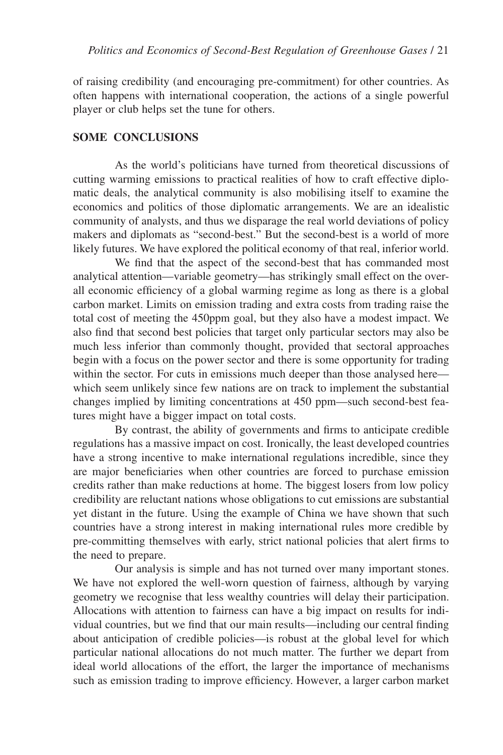of raising credibility (and encouraging pre-commitment) for other countries. As often happens with international cooperation, the actions of a single powerful player or club helps set the tune for others.

## SOME CONCLUSIONS

As the world's politicians have turned from theoretical discussions of cutting warming emissions to practical realities of how to craft effective diplomatic deals, the analytical community is also mobilising itself to examine the economics and politics of those diplomatic arrangements. We are an idealistic community of analysts, and thus we disparage the real world deviations of policy makers and diplomats as "second-best." But the second-best is a world of more likely futures. We have explored the political economy of that real, inferior world.

We find that the aspect of the second-best that has commanded most analytical attention—variable geometry—has strikingly small effect on the overall economic efficiency of a global warming regime as long as there is a global carbon market. Limits on emission trading and extra costs from trading raise the total cost of meeting the 450ppm goal, but they also have a modest impact. We also find that second best policies that target only particular sectors may also be much less inferior than commonly thought, provided that sectoral approaches begin with a focus on the power sector and there is some opportunity for trading within the sector. For cuts in emissions much deeper than those analysed here—which seem unlikely since few nations are on track to implement the substantial changes implied by limiting concentrations at 450 ppm—such second-best features might have a bigger impact on total costs.

By contrast, the ability of governments and firms to anticipate credible regulations has a massive impact on cost. Ironically, the least developed countries have a strong incentive to make international regulations incredible, since they are major beneficiaries when other countries are forced to purchase emission credits rather than make reductions at home. The biggest losers from low policy credibility are reluctant nations whose obligations to cut emissions are substantial yet distant in the future. Using the example of China we have shown that such countries have a strong interest in making international rules more credible by pre-committing themselves with early, strict national policies that alert firms to the need to prepare.

Our analysis is simple and has not turned over many important stones. We have not explored the well-worn question of fairness, although by varying geometry we recognise that less wealthy countries will delay their participation. Allocations with attention to fairness can have a big impact on results for individual countries, but we find that our main results—including our central finding about anticipation of credible policies—is robust at the global level for which particular national allocations do not much matter. The further we depart from ideal world allocations of the effort, the larger the importance of mechanisms such as emission trading to improve efficiency. However, a larger carbon market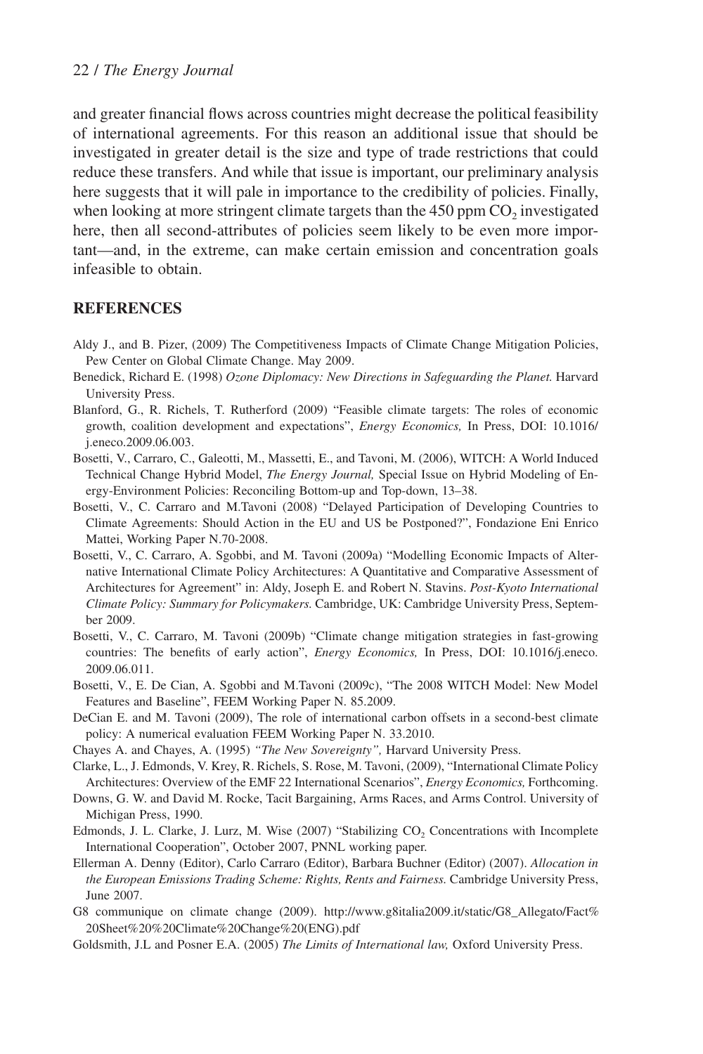and greater financial flows across countries might decrease the political feasibility of international agreements. For this reason an additional issue that should be investigated in greater detail is the size and type of trade restrictions that could reduce these transfers. And while that issue is important, our preliminary analysis here suggests that it will pale in importance to the credibility of policies. Finally, when looking at more stringent climate targets than the 450 ppm $CO_2$ investigated here, then all second-attributes of policies seem likely to be even more important—and, in the extreme, can make certain emission and concentration goals infeasible to obtain.

## REFERENCES

Aldy J., and B. Pizer, (2009) The Competitiveness Impacts of Climate Change Mitigation Policies, Pew Center on Global Climate Change. May 2009.

Benedick, Richard E. (1998) *Ozone Diplomacy: New Directions in Safeguarding the Planet.* Harvard University Press.

Blanford, G., R. Richels, T. Rutherford (2009) "Feasible climate targets: The roles of economic growth, coalition development and expectations", *Energy Economics,* In Press, DOI: 10.1016/j.eneco.2009.06.003.

Bosetti, V., Carraro, C., Galeotti, M., Massetti, E., and Tavoni, M. (2006), WITCH: A World Induced Technical Change Hybrid Model, *The Energy Journal,* Special Issue on Hybrid Modeling of Energy-Environment Policies: Reconciling Bottom-up and Top-down, 13–38.

Bosetti, V., C. Carraro and M.Tavoni (2008) "Delayed Participation of Developing Countries to Climate Agreements: Should Action in the EU and US be Postponed?", Fondazione Eni Enrico Mattei, Working Paper N.70-2008.

Bosetti, V., C. Carraro, A. Sgobbi, and M. Tavoni (2009a) "Modelling Economic Impacts of Alternative International Climate Policy Architectures: A Quantitative and Comparative Assessment of Architectures for Agreement" in: Aldy, Joseph E. and Robert N. Stavins. *Post-Kyoto International Climate Policy: Summary for Policymakers.* Cambridge, UK: Cambridge University Press, September 2009.

Bosetti, V., C. Carraro, M. Tavoni (2009b) "Climate change mitigation strategies in fast-growing countries: The benefits of early action", *Energy Economics,* In Press, DOI: 10.1016/j.eneco.2009.06.011.

Bosetti, V., E. De Cian, A. Sgobbi and M.Tavoni (2009c), "The 2008 WITCH Model: New Model Features and Baseline", FEEM Working Paper N. 85.2009.

DeCian E. and M. Tavoni (2009), The role of international carbon offsets in a second-best climate policy: A numerical evaluation FEEM Working Paper N. 33.2010.

Chayes A. and Chayes, A. (1995) *"The New Sovereignty",* Harvard University Press.

Clarke, L., J. Edmonds, V. Krey, R. Richels, S. Rose, M. Tavoni, (2009), "International Climate Policy Architectures: Overview of the EMF 22 International Scenarios", *Energy Economics,* Forthcoming.

Downs, G. W. and David M. Rocke, Tacit Bargaining, Arms Races, and Arms Control. University of Michigan Press, 1990.

Edmonds, J. L. Clarke, J. Lurz, M. Wise (2007) "Stabilizing $CO_2$ Concentrations with Incomplete International Cooperation", October 2007, PNNL working paper.

Ellerman A. Denny (Editor), Carlo Carraro (Editor), Barbara Buchner (Editor) (2007). *Allocation in the European Emissions Trading Scheme: Rights, Rents and Fairness.* Cambridge University Press, June 2007.

G8 communique on climate change (2009). http://www.g8italia2009.it/static/G8_Allegato/Fact%20Sheet%20%20Climate%20Change%20(ENG).pdf

Goldsmith, J.L and Posner E.A. (2005) *The Limits of International law,* Oxford University Press.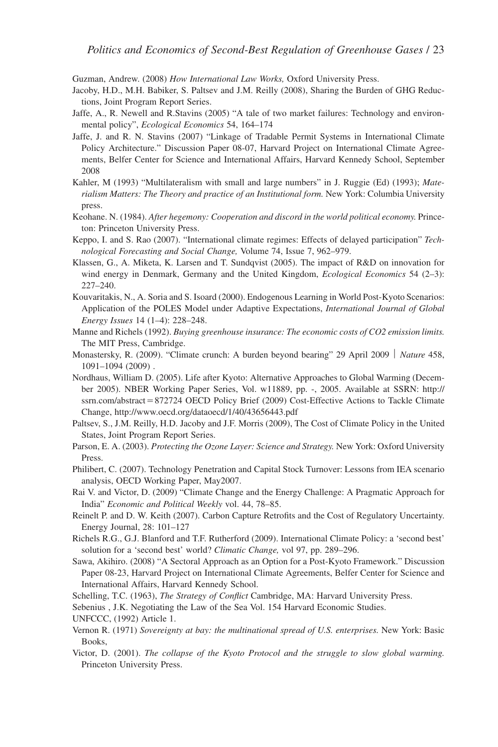Guzman, Andrew. (2008) *How International Law Works,* Oxford University Press.

Jacoby, H.D., M.H. Babiker, S. Paltsev and J.M. Reilly (2008), Sharing the Burden of GHG Reductions, Joint Program Report Series.

Jaffe, A., R. Newell and R.Stavins (2005) "A tale of two market failures: Technology and environmental policy", *Ecological Economics* 54, 164–174

Jaffe, J. and R. N. Stavins (2007) "Linkage of Tradable Permit Systems in International Climate Policy Architecture." Discussion Paper 08-07, Harvard Project on International Climate Agreements, Belfer Center for Science and International Affairs, Harvard Kennedy School, September 2008

Kahler, M (1993) "Multilateralism with small and large numbers" in J. Ruggie (Ed) (1993); *Materialism Matters: The Theory and practice of an Institutional form.* New York: Columbia University press.

Keohane. N. (1984). *After hegemony: Cooperation and discord in the world political economy.* Princeton: Princeton University Press.

Keppo, I. and S. Rao (2007). "International climate regimes: Effects of delayed participation" *Technological Forecasting and Social Change,* Volume 74, Issue 7, 962–979.

Klassen, G., A. Miketa, K. Larsen and T. Sundqvist (2005). The impact of R&D on innovation for wind energy in Denmark, Germany and the United Kingdom, *Ecological Economics* 54 (2–3): 227–240.

Kouvaritakis, N., A. Soria and S. Isoard (2000). Endogenous Learning in World Post-Kyoto Scenarios: Application of the POLES Model under Adaptive Expectations, *International Journal of Global Energy Issues* 14 (1–4): 228–248.

Manne and Richels (1992). *Buying greenhouse insurance: The economic costs of CO2 emission limits.* The MIT Press, Cambridge.

Monastersky, R. (2009). "Climate crunch: A burden beyond bearing" 29 April 2009 | *Nature* 458, 1091–1094 (2009) .

Nordhaus, William D. (2005). Life after Kyoto: Alternative Approaches to Global Warming (December 2005). NBER Working Paper Series, Vol. w11889, pp. -, 2005. Available at SSRN: http://ssrn.com/abstract=872724 OECD Policy Brief (2009) Cost-Effective Actions to Tackle Climate Change, http://www.oecd.org/dataoecd/1/40/43656443.pdf

Paltsev, S., J.M. Reilly, H.D. Jacoby and J.F. Morris (2009), The Cost of Climate Policy in the United States, Joint Program Report Series.

Parson, E. A. (2003). *Protecting the Ozone Layer: Science and Strategy.* New York: Oxford University Press.

Philibert, C. (2007). Technology Penetration and Capital Stock Turnover: Lessons from IEA scenario analysis, OECD Working Paper, May2007.

Rai V. and Victor, D. (2009) "Climate Change and the Energy Challenge: A Pragmatic Approach for India" *Economic and Political Weekly* vol. 44, 78–85.

Reinelt P. and D. W. Keith (2007). Carbon Capture Retrofits and the Cost of Regulatory Uncertainty. Energy Journal, 28: 101–127

Richels R.G., G.J. Blanford and T.F. Rutherford (2009). International Climate Policy: a 'second best' solution for a 'second best' world? *Climatic Change,* vol 97, pp. 289–296.

Sawa, Akihiro. (2008) "A Sectoral Approach as an Option for a Post-Kyoto Framework." Discussion Paper 08-23, Harvard Project on International Climate Agreements, Belfer Center for Science and International Affairs, Harvard Kennedy School.

Schelling, T.C. (1963), *The Strategy of Conflict* Cambridge, MA: Harvard University Press.

Sebenius , J.K. Negotiating the Law of the Sea Vol. 154 Harvard Economic Studies.

UNFCCC, (1992) Article 1.

Vernon R. (1971) *Sovereignty at bay: the multinational spread of U.S. enterprises.* New York: Basic Books,

Victor, D. (2001). *The collapse of the Kyoto Protocol and the struggle to slow global warming.* Princeton University Press.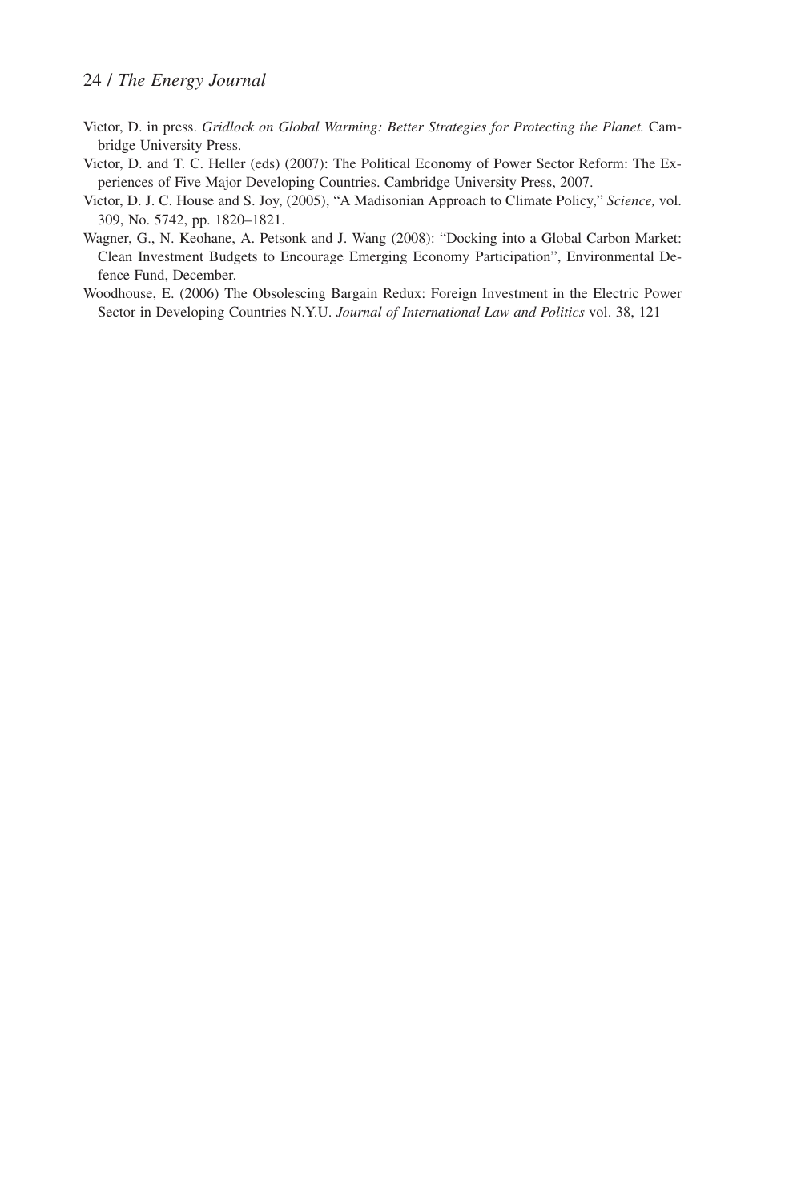Victor, D. in press. *Gridlock on Global Warming: Better Strategies for Protecting the Planet.* Cambridge University Press.

Victor, D. and T. C. Heller (eds) (2007): The Political Economy of Power Sector Reform: The Experiences of Five Major Developing Countries. Cambridge University Press, 2007.

Victor, D. J. C. House and S. Joy, (2005), "A Madisonian Approach to Climate Policy," *Science,* vol. 309, No. 5742, pp. 1820–1821.

Wagner, G., N. Keohane, A. Petsonk and J. Wang (2008): "Docking into a Global Carbon Market: Clean Investment Budgets to Encourage Emerging Economy Participation", Environmental Defence Fund, December.

Woodhouse, E. (2006) The Obsolescing Bargain Redux: Foreign Investment in the Electric Power Sector in Developing Countries N.Y.U. *Journal of International Law and Politics* vol. 38, 121